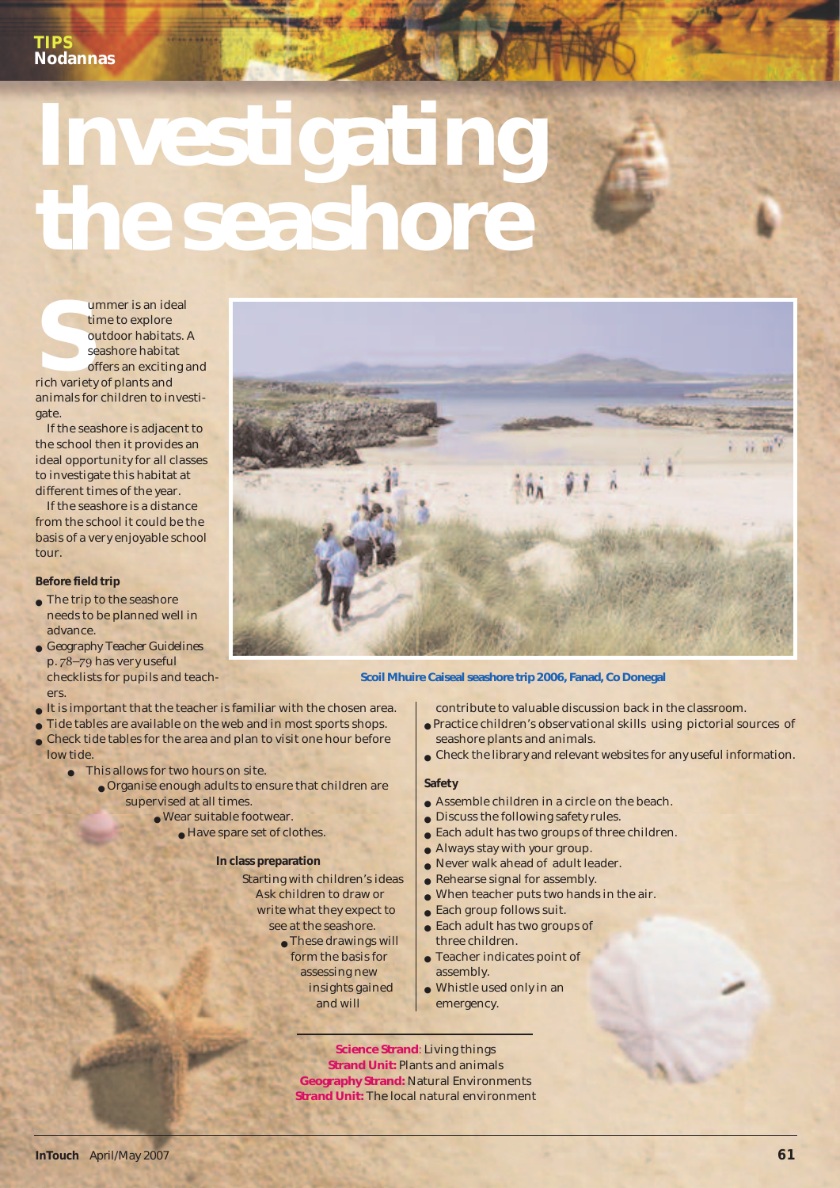TIPS
Nodannas

# Investigating the seashore

Summer is an ideal time to explore outdoor habitats. A seashore habitat offers an exciting and rich variety of plants and animals for children to investigate.

If the seashore is adjacent to the school then it provides an ideal opportunity for all classes to investigate this habitat at different times of the year.

If the seashore is a distance from the school it could be the basis of a very enjoyable school tour.

Scoil Mhuire Caiseal seashore trip 2006, Fanad, Co Donegal

### Before field trip

- The trip to the seashore needs to be planned well in advance.
- *Geography Teacher Guidelines* p. 78–79 has very useful checklists for pupils and teachers.
- It is important that the teacher is familiar with the chosen area.
- Tide tables are available on the web and in most sports shops.
- Check tide tables for the area and plan to visit one hour before low tide.
- This allows for two hours on site.
- Organise enough adults to ensure that children are supervised at all times.
- Wear suitable footwear.
- Have spare set of clothes.

### In class preparation

Starting with children's ideas Ask children to draw or write what they expect to see at the seashore.

- These drawings will form the basis for assessing new insights gained and will contribute to valuable discussion back in the classroom.
- Practice children's observational skills using pictorial sources of seashore plants and animals.
- Check the library and relevant websites for any useful information.

### Safety

- Assemble children in a circle on the beach.
- Discuss the following safety rules.
- Each adult has two groups of three children.
- Always stay with your group.
- Never walk ahead of adult leader.
- Rehearse signal for assembly.
- When teacher puts two hands in the air.
- Each group follows suit.
- Each adult has two groups of three children.
- Teacher indicates point of assembly.
- Whistle used only in an emergency.

**Science Strand**: Living things
**Strand Unit:** Plants and animals
**Geography Strand:** Natural Environments
**Strand Unit:** The local natural environment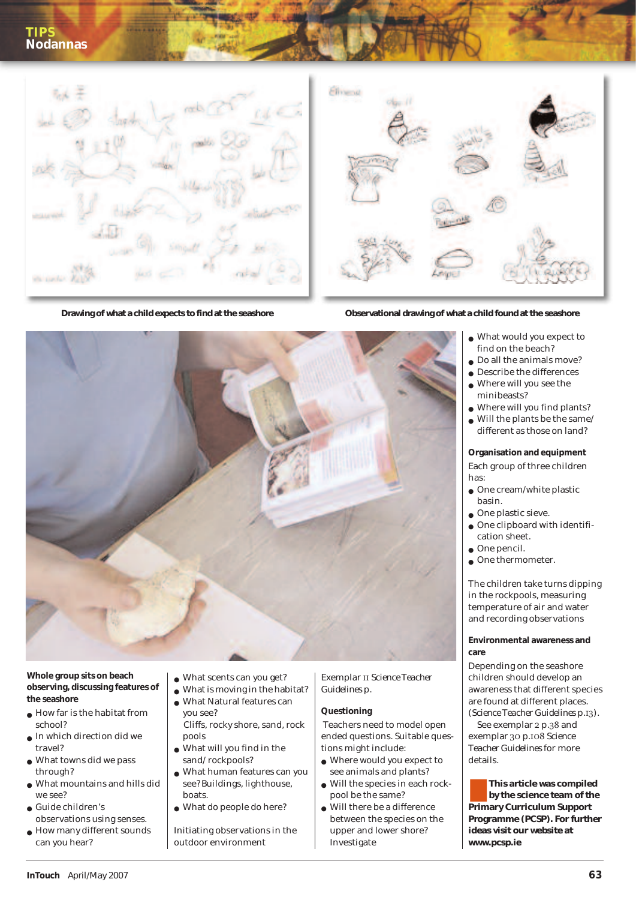Drawing of what a child expects to find at the seashore

Observational drawing of what a child found at the seashore

- What would you expect to find on the beach?
- Do all the animals move?
- Describe the differences
- Where will you see the minibeasts?
- Where will you find plants?
- Will the plants be the same/ different as those on land?

**Organisation and equipment**

Each group of three children has:

- One cream/white plastic basin.
- One plastic sieve.
- One clipboard with identification sheet.
- One pencil.
- One thermometer.

The children take turns dipping in the rockpools, measuring temperature of air and water and recording observations

**Environmental awareness and care**

Depending on the seashore children should develop an awareness that different species are found at different places. (*Science Teacher Guidelines* p.13).

See exemplar 2 p.38 and exemplar 30 p.108 *Science Teacher Guidelines* for more details.

**Whole group sits on beach observing, discussing features of the seashore**

- How far is the habitat from school?
- In which direction did we travel?
- What towns did we pass through?
- What mountains and hills did we see?
- Guide children's observations using senses.
- How many different sounds can you hear?
- What scents can you get?
- What is moving in the habitat?
- What Natural features can you see?
  Cliffs, rocky shore, sand, rock pools
- What will you find in the sand/ rockpools?
- What human features can you see? Buildings, lighthouse, boats.
- What do people do here?

Initiating observations in the outdoor environment

Exemplar 11 *Science Teacher Guidelines* p.

**Questioning**

Teachers need to model open ended questions. Suitable questions might include:

- Where would you expect to see animals and plants?
- Will the species in each rock-pool be the same?
- Will there be a difference between the species on the upper and lower shore? Investigate

**This article was compiled by the science team of the Primary Curriculum Support Programme (PCSP). For further ideas visit our website at www.pcsp.ie**